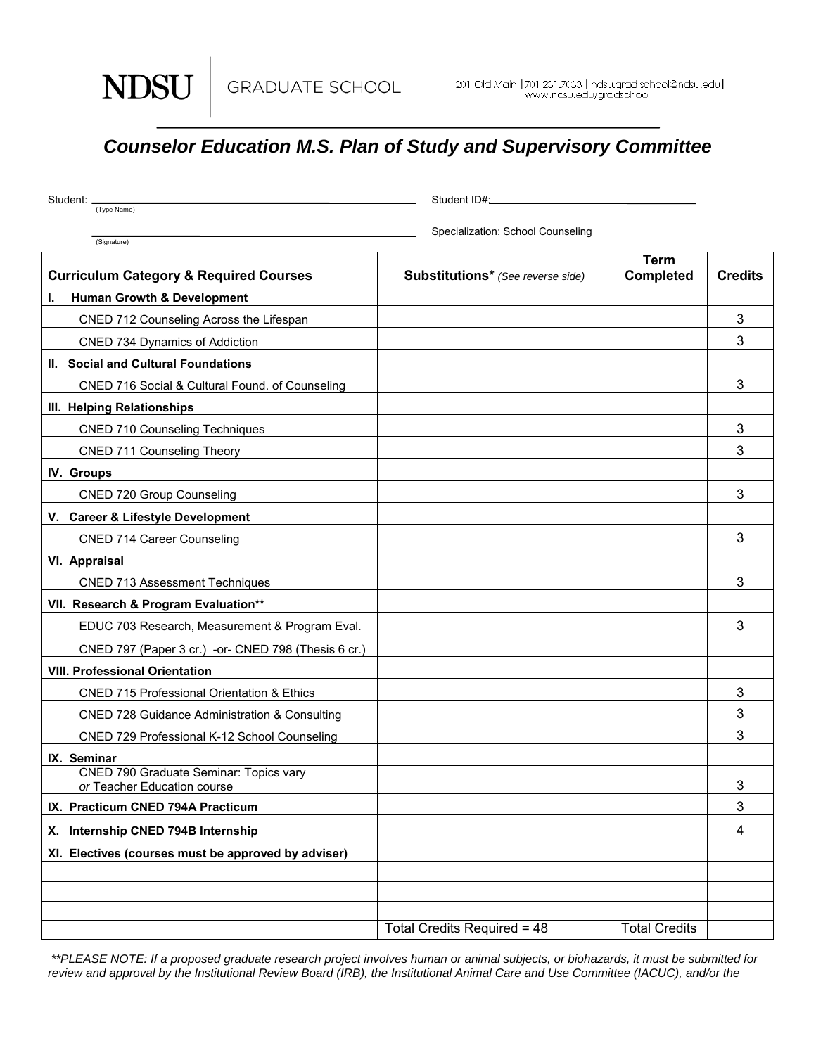NDSU | GRADUATE SCHOOL

201 Old Main | 701.231.7033 | ndsu.grad.school@ndsu.edu | www.ndsu.edu/gradschool

# Counselor Education M.S. Plan of Study and Supervisory Committee

Student: ______________________________ (Type Name) Student ID#: ______________________________

______________________________ (Signature) Specialization: School Counseling

| Curriculum Category & Required Courses | | Substitutions* *(See reverse side)* | Term Completed | Credits |
|---|---|---|---|---|
| **I. Human Growth & Development** | | | | |
| | CNED 712 Counseling Across the Lifespan | | | 3 |
| | CNED 734 Dynamics of Addiction | | | 3 |
| **II. Social and Cultural Foundations** | | | | |
| | CNED 716 Social & Cultural Found. of Counseling | | | 3 |
| **III. Helping Relationships** | | | | |
| | CNED 710 Counseling Techniques | | | 3 |
| | CNED 711 Counseling Theory | | | 3 |
| **IV. Groups** | | | | |
| | CNED 720 Group Counseling | | | 3 |
| **V. Career & Lifestyle Development** | | | | |
| | CNED 714 Career Counseling | | | 3 |
| **VI. Appraisal** | | | | |
| | CNED 713 Assessment Techniques | | | 3 |
| **VII. Research & Program Evaluation**** | | | | |
| | EDUC 703 Research, Measurement & Program Eval. | | | 3 |
| | CNED 797 (Paper 3 cr.) -or- CNED 798 (Thesis 6 cr.) | | | |
| **VIII. Professional Orientation** | | | | |
| | CNED 715 Professional Orientation & Ethics | | | 3 |
| | CNED 728 Guidance Administration & Consulting | | | 3 |
| | CNED 729 Professional K-12 School Counseling | | | 3 |
| **IX. Seminar** | | | | |
| | CNED 790 Graduate Seminar: Topics vary *or* Teacher Education course | | | 3 |
| **IX. Practicum CNED 794A Practicum** | | | | 3 |
| **X. Internship CNED 794B Internship** | | | | 4 |
| **XI. Electives (courses must be approved by adviser)** | | | | |
| | | | | |
| | | | | |
| | | | | |
| | | Total Credits Required = 48 | Total Credits | |

***\*PLEASE NOTE: If a proposed graduate research project involves human or animal subjects, or biohazards, it must be submitted for review and approval by the Institutional Review Board (IRB), the Institutional Animal Care and Use Committee (IACUC), and/or the*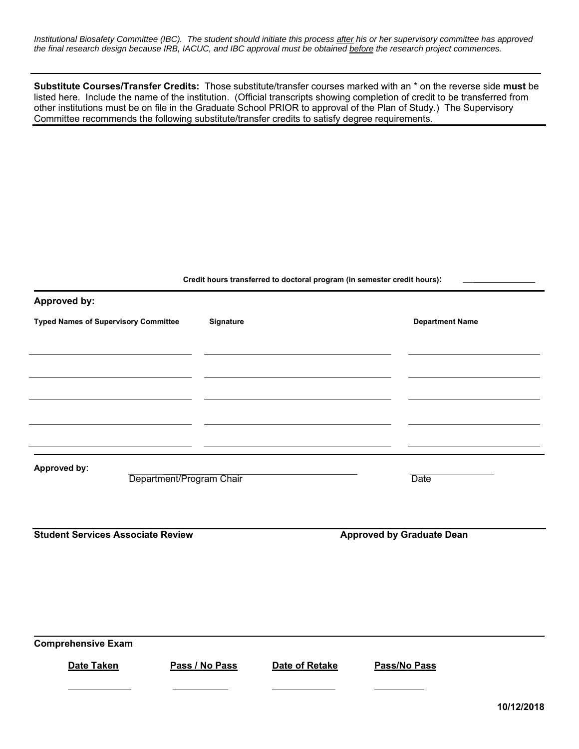*Institutional Biosafety Committee (IBC). The student should initiate this process after his or her supervisory committee has approved the final research design because IRB, IACUC, and IBC approval must be obtained before the research project commences.*

**Substitute Courses/Transfer Credits:** Those substitute/transfer courses marked with an * on the reverse side **must** be listed here. Include the name of the institution. (Official transcripts showing completion of credit to be transferred from other institutions must be on file in the Graduate School PRIOR to approval of the Plan of Study.) The Supervisory Committee recommends the following substitute/transfer credits to satisfy degree requirements.

**Credit hours transferred to doctoral program (in semester credit hours):** ______________

**Approved by:**

| Typed Names of Supervisory Committee | Signature | Department Name |
| --- | --- | --- |
| | | |
| | | |
| | | |
| | | |
| | | |

**Approved by**: ______________________________ Department/Program Chair ______________ Date

**Student Services Associate Review**

**Approved by Graduate Dean**

**Comprehensive Exam**

| Date Taken | Pass / No Pass | Date of Retake | Pass/No Pass |
| --- | --- | --- | --- |
| | | | |

10/12/2018